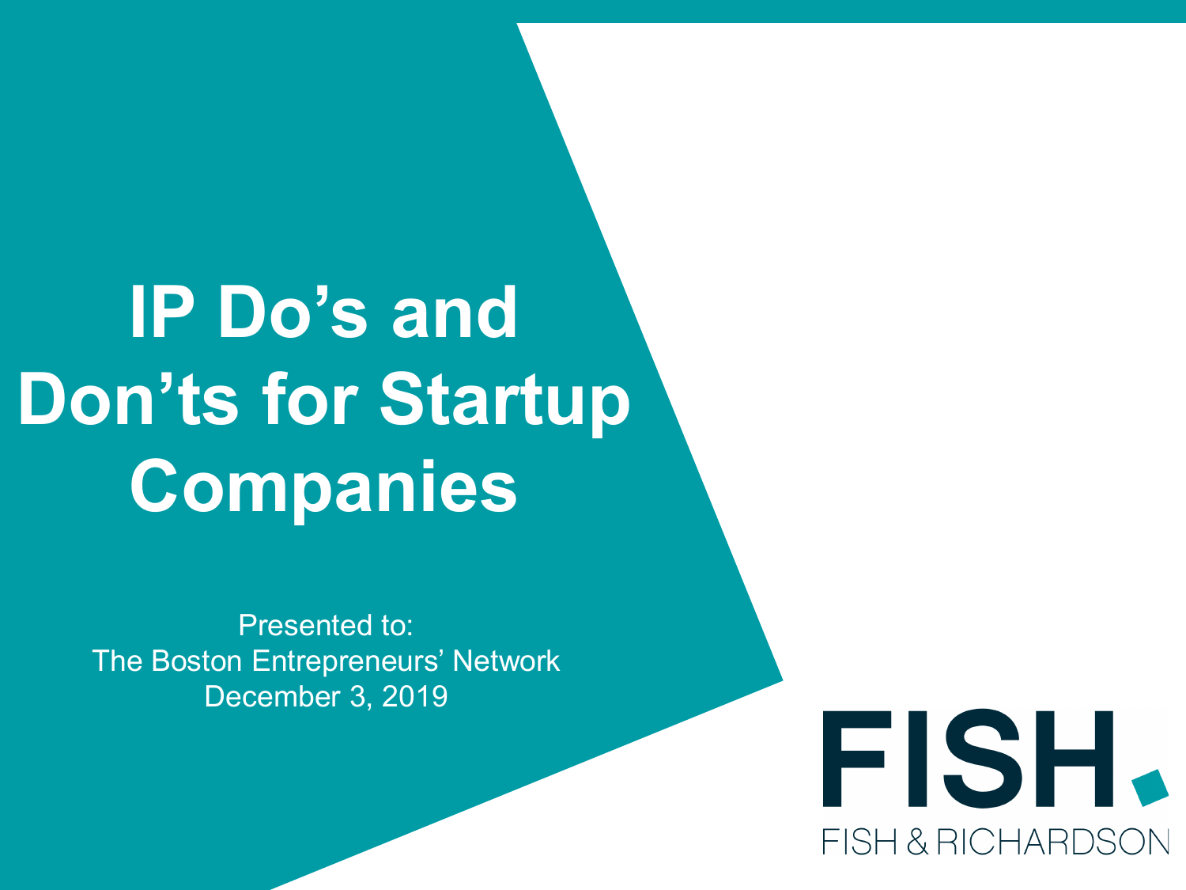# IP Do’s and Don’ts for Startup Companies

Presented to:
The Boston Entrepreneurs’ Network
December 3, 2019

FISH.

FISH & RICHARDSON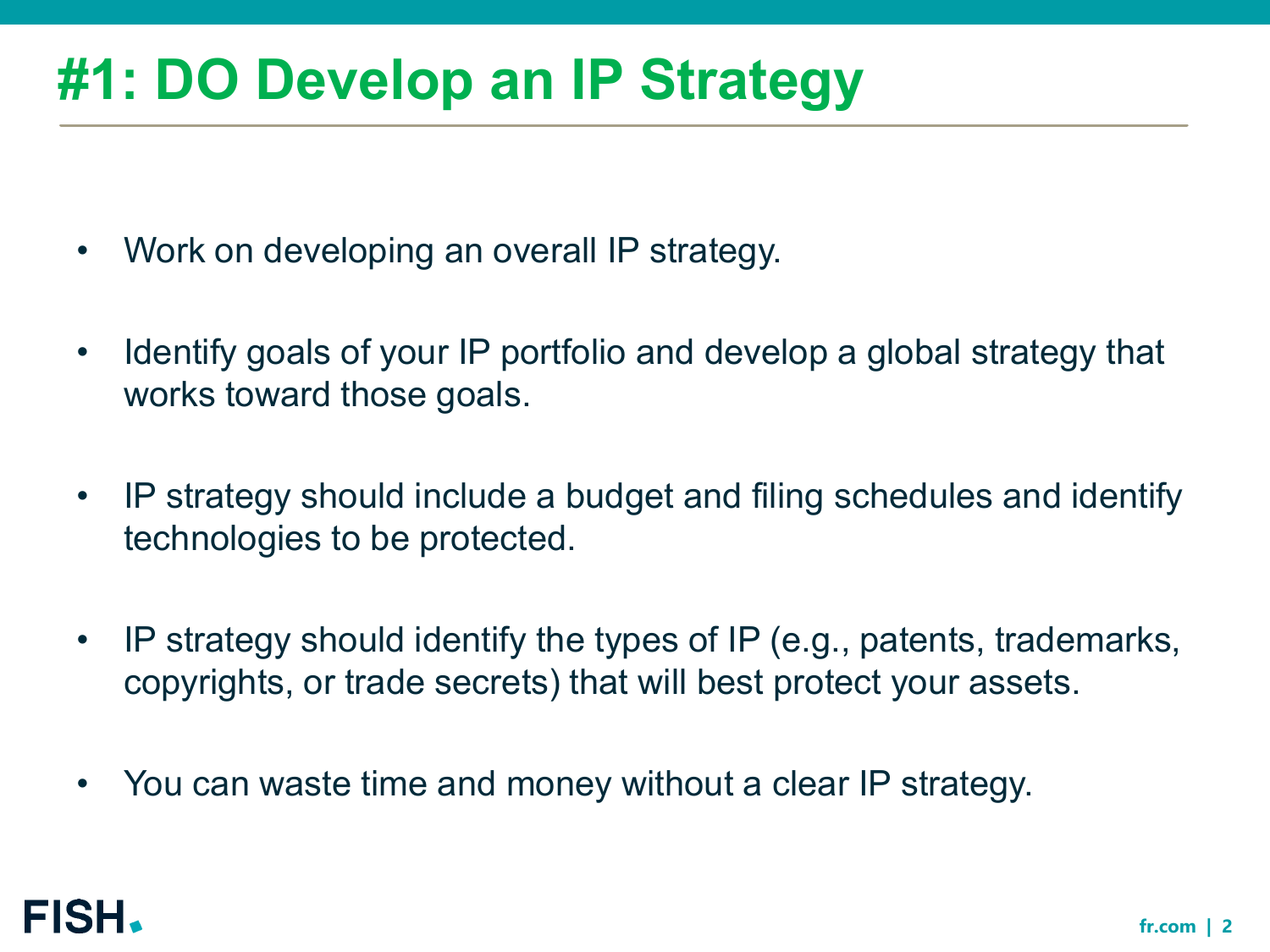# #1: DO Develop an IP Strategy

- Work on developing an overall IP strategy.
- Identify goals of your IP portfolio and develop a global strategy that works toward those goals.
- IP strategy should include a budget and filing schedules and identify technologies to be protected.
- IP strategy should identify the types of IP (e.g., patents, trademarks, copyrights, or trade secrets) that will best protect your assets.
- You can waste time and money without a clear IP strategy.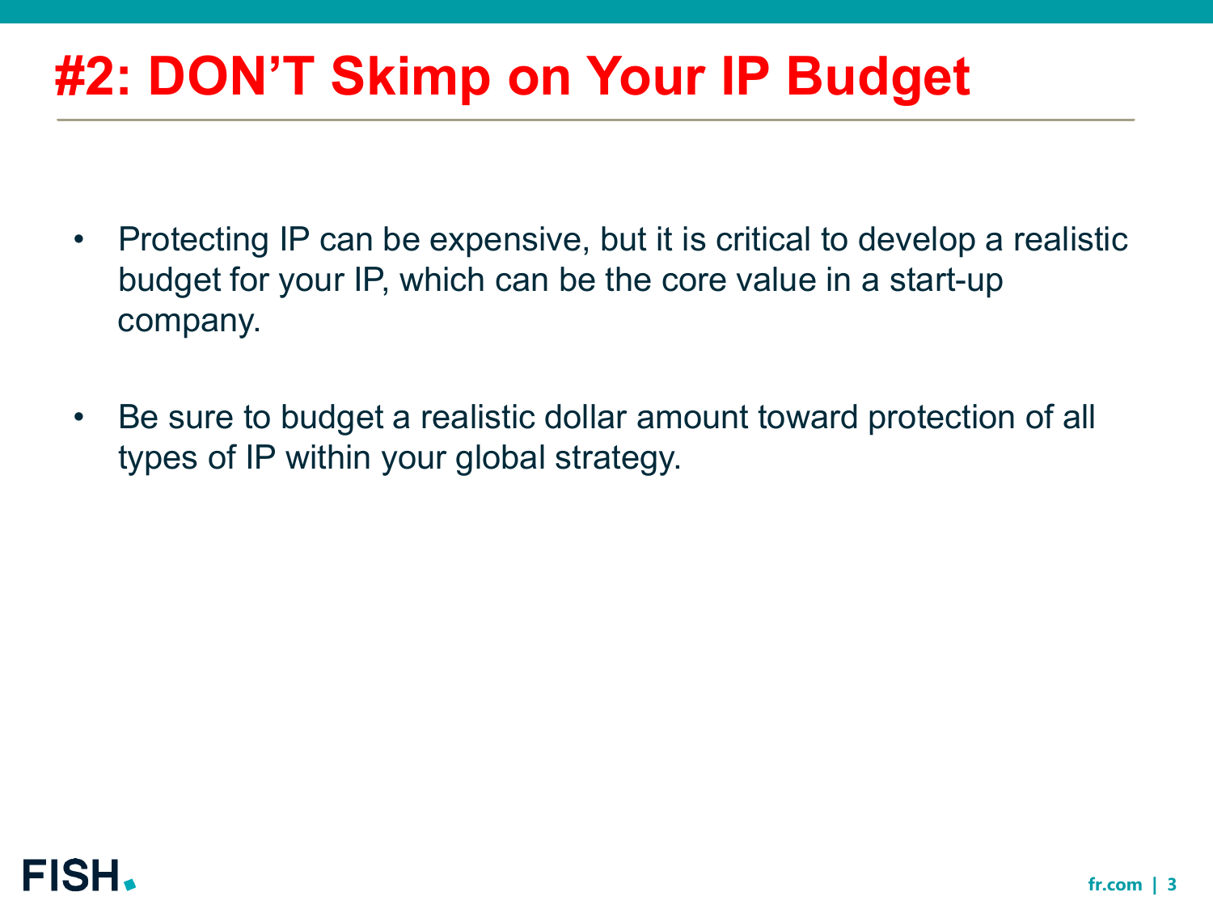# #2: DON'T Skimp on Your IP Budget

- Protecting IP can be expensive, but it is critical to develop a realistic budget for your IP, which can be the core value in a start-up company.
- Be sure to budget a realistic dollar amount toward protection of all types of IP within your global strategy.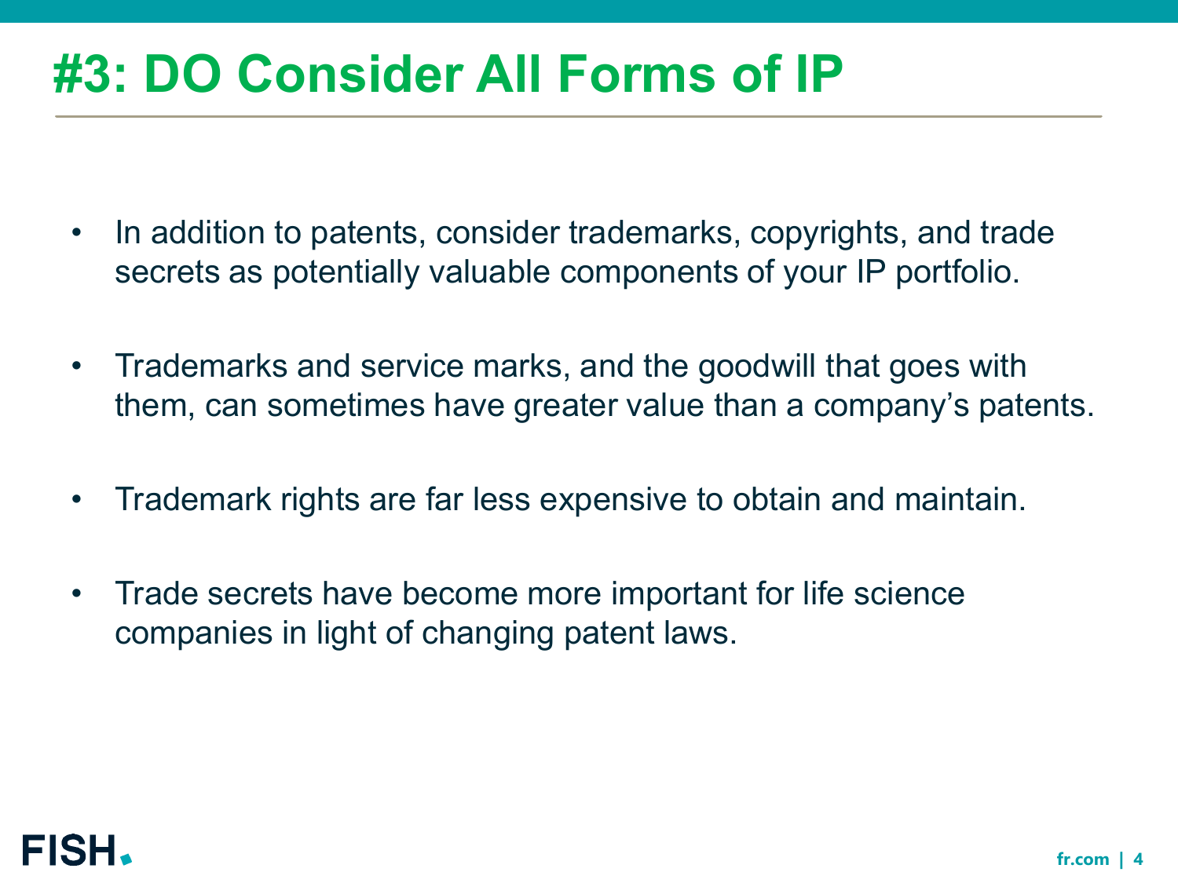# #3: DO Consider All Forms of IP

- In addition to patents, consider trademarks, copyrights, and trade secrets as potentially valuable components of your IP portfolio.
- Trademarks and service marks, and the goodwill that goes with them, can sometimes have greater value than a company's patents.
- Trademark rights are far less expensive to obtain and maintain.
- Trade secrets have become more important for life science companies in light of changing patent laws.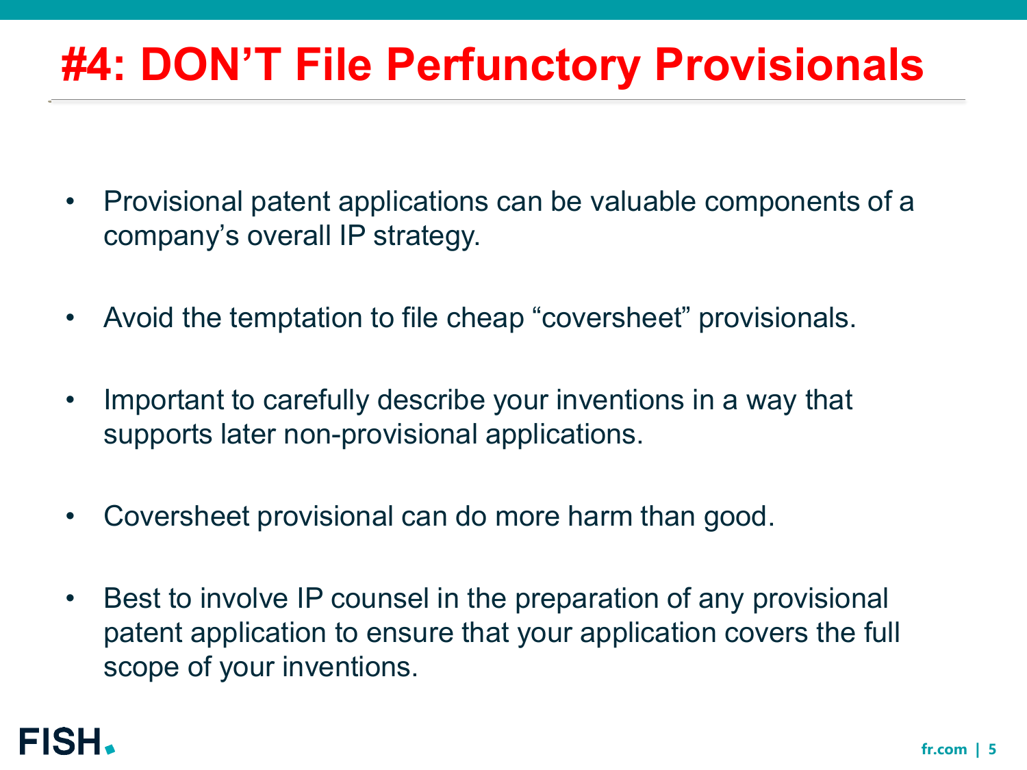# #4: DON'T File Perfunctory Provisionals

- Provisional patent applications can be valuable components of a company's overall IP strategy.
- Avoid the temptation to file cheap "coversheet" provisionals.
- Important to carefully describe your inventions in a way that supports later non-provisional applications.
- Coversheet provisional can do more harm than good.
- Best to involve IP counsel in the preparation of any provisional patent application to ensure that your application covers the full scope of your inventions.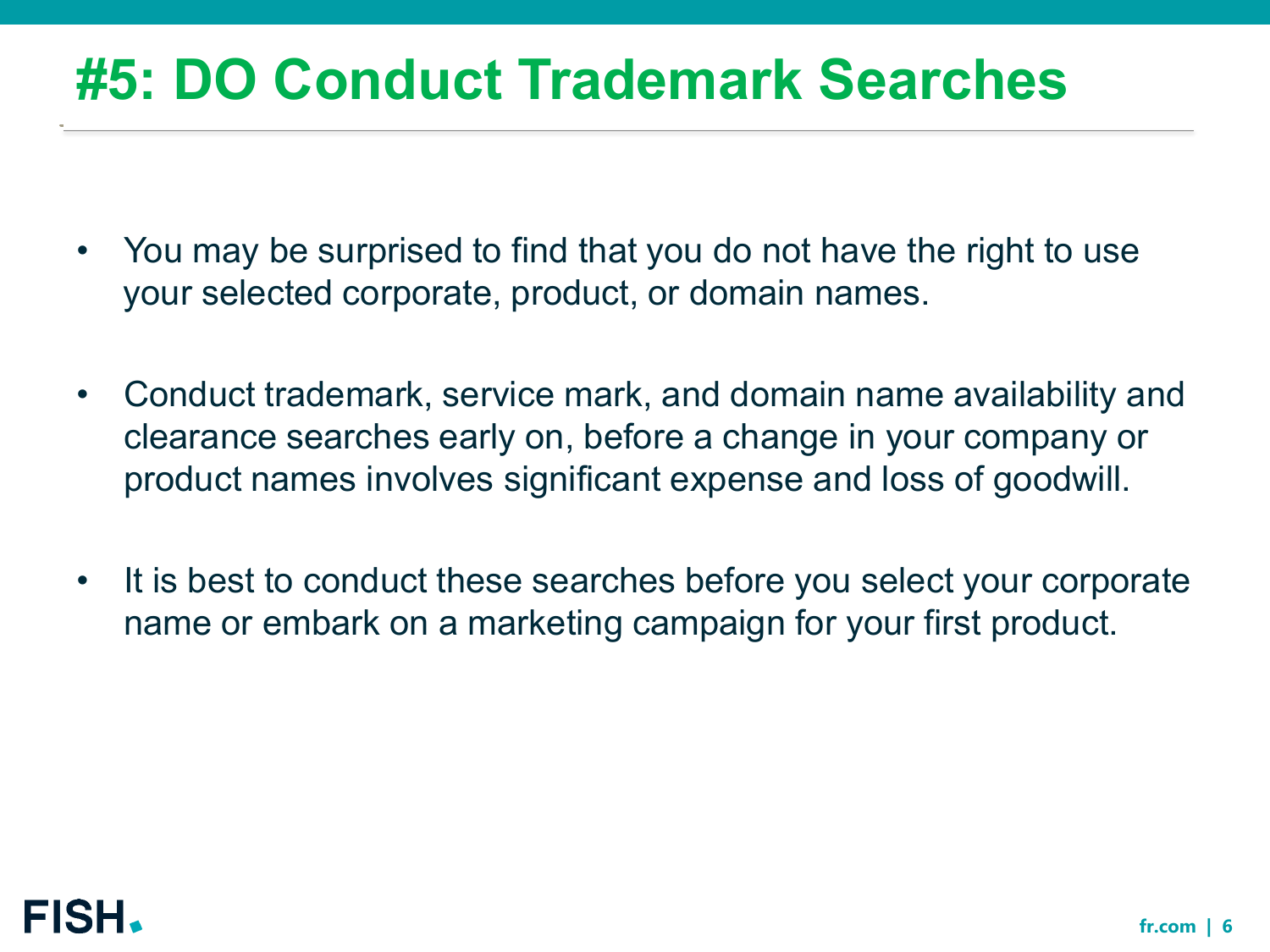# #5: DO Conduct Trademark Searches

- You may be surprised to find that you do not have the right to use your selected corporate, product, or domain names.
- Conduct trademark, service mark, and domain name availability and clearance searches early on, before a change in your company or product names involves significant expense and loss of goodwill.
- It is best to conduct these searches before you select your corporate name or embark on a marketing campaign for your first product.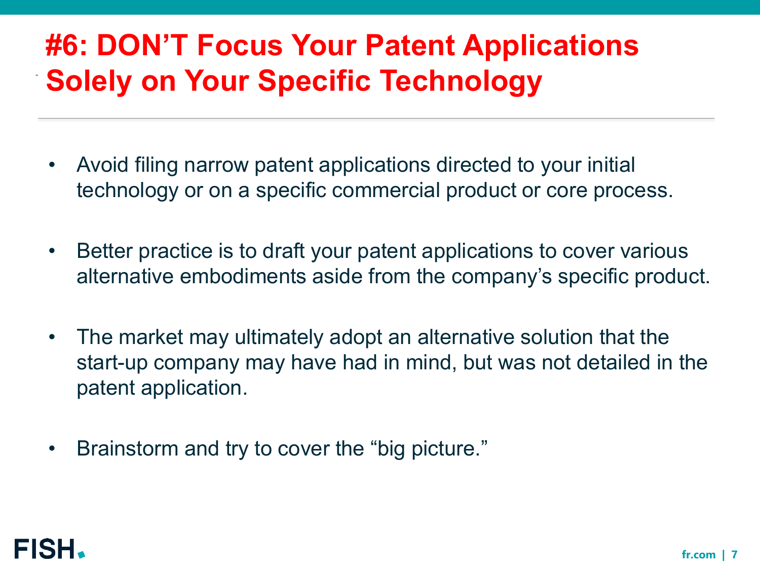# #6: DON'T Focus Your Patent Applications Solely on Your Specific Technology

- Avoid filing narrow patent applications directed to your initial technology or on a specific commercial product or core process.

- Better practice is to draft your patent applications to cover various alternative embodiments aside from the company's specific product.

- The market may ultimately adopt an alternative solution that the start-up company may have had in mind, but was not detailed in the patent application.

- Brainstorm and try to cover the "big picture."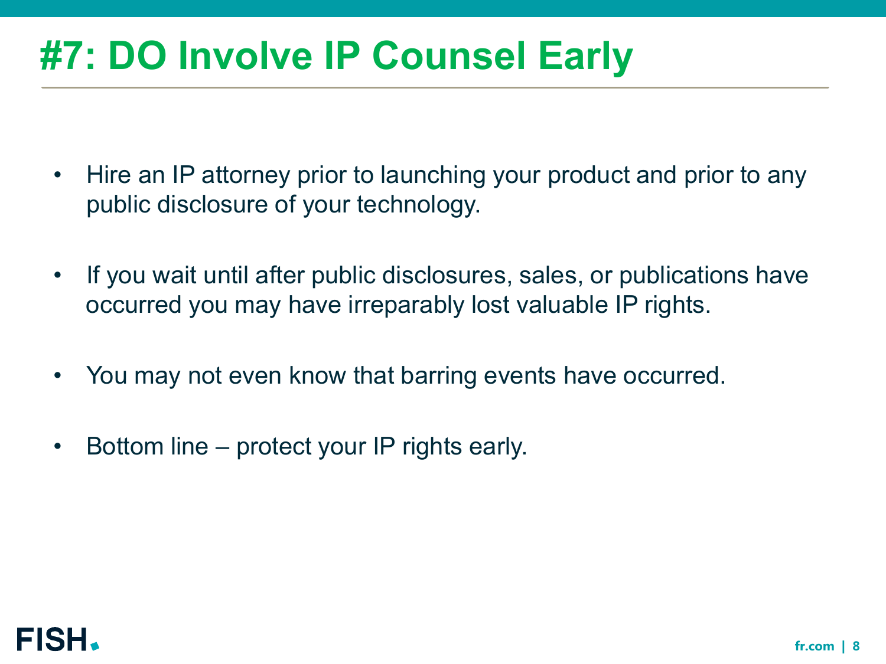# #7: DO Involve IP Counsel Early

- Hire an IP attorney prior to launching your product and prior to any public disclosure of your technology.

- If you wait until after public disclosures, sales, or publications have occurred you may have irreparably lost valuable IP rights.

- You may not even know that barring events have occurred.

- Bottom line – protect your IP rights early.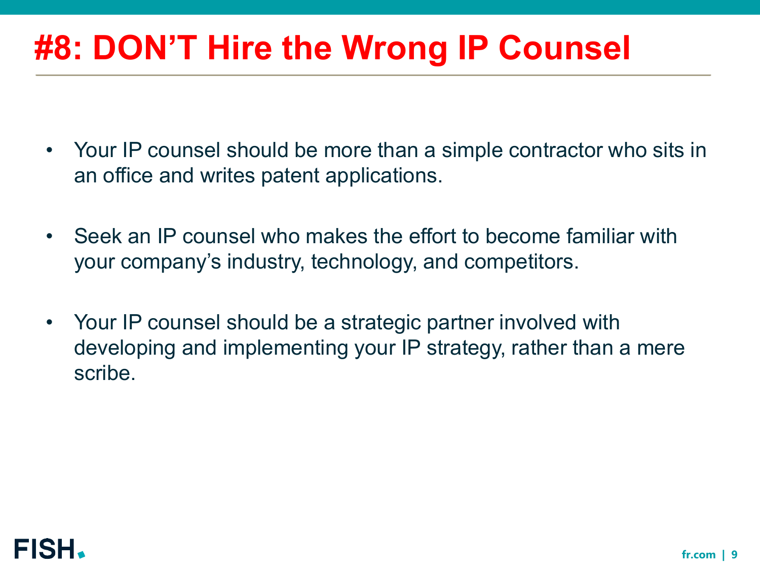# #8: DON'T Hire the Wrong IP Counsel

- Your IP counsel should be more than a simple contractor who sits in an office and writes patent applications.
- Seek an IP counsel who makes the effort to become familiar with your company's industry, technology, and competitors.
- Your IP counsel should be a strategic partner involved with developing and implementing your IP strategy, rather than a mere scribe.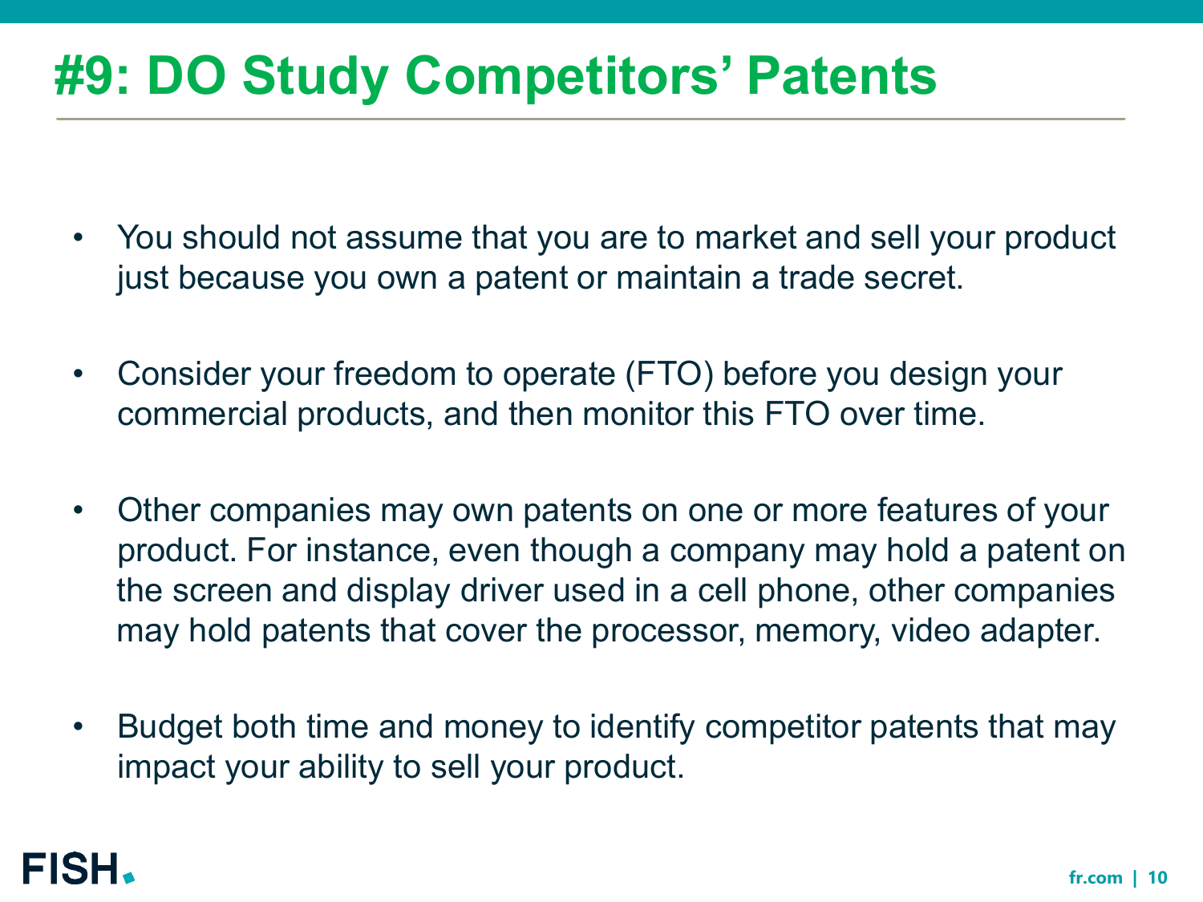# #9: DO Study Competitors' Patents

- You should not assume that you are to market and sell your product just because you own a patent or maintain a trade secret.
- Consider your freedom to operate (FTO) before you design your commercial products, and then monitor this FTO over time.
- Other companies may own patents on one or more features of your product. For instance, even though a company may hold a patent on the screen and display driver used in a cell phone, other companies may hold patents that cover the processor, memory, video adapter.
- Budget both time and money to identify competitor patents that may impact your ability to sell your product.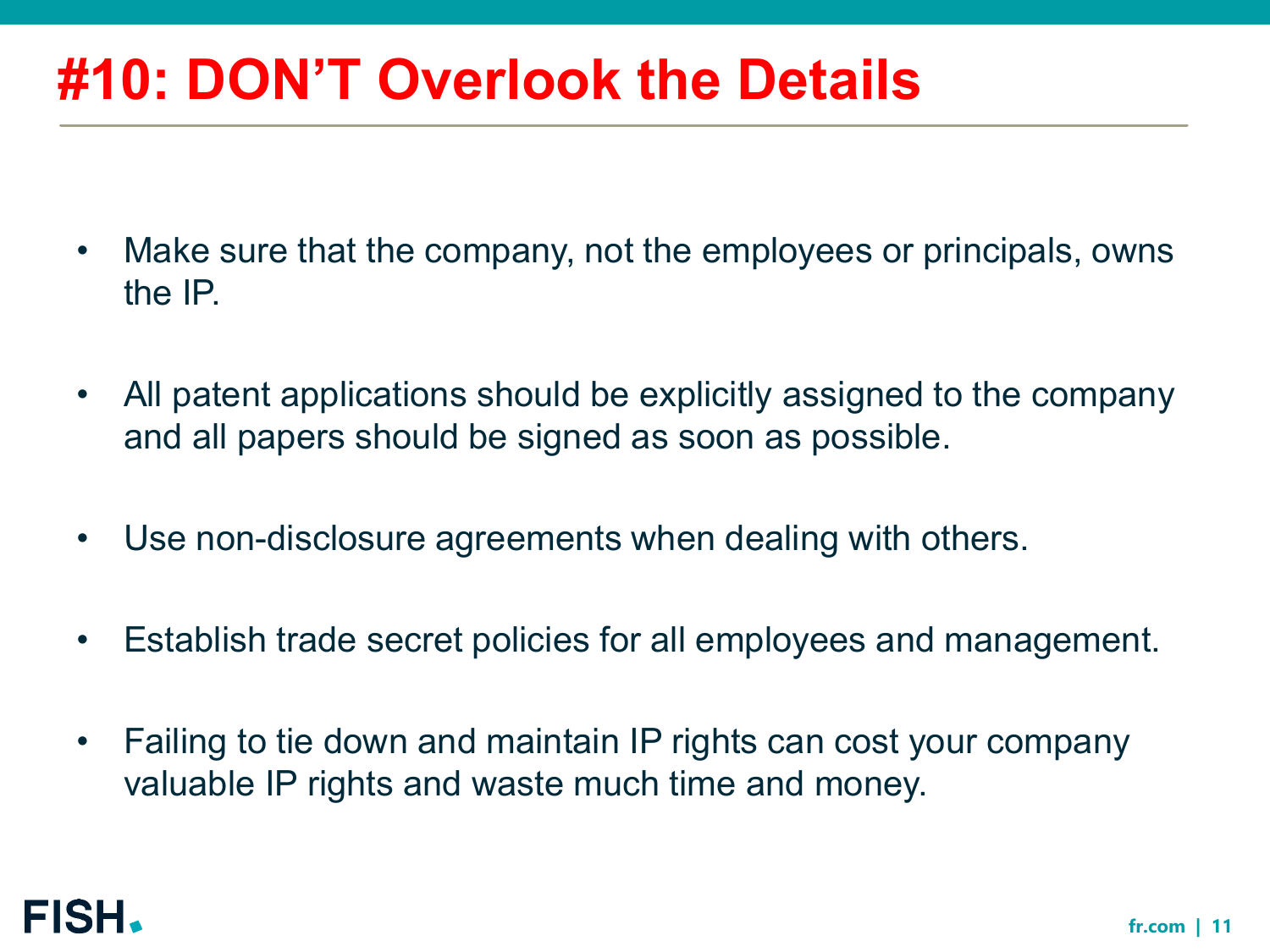# #10: DON'T Overlook the Details

- Make sure that the company, not the employees or principals, owns the IP.
- All patent applications should be explicitly assigned to the company and all papers should be signed as soon as possible.
- Use non-disclosure agreements when dealing with others.
- Establish trade secret policies for all employees and management.
- Failing to tie down and maintain IP rights can cost your company valuable IP rights and waste much time and money.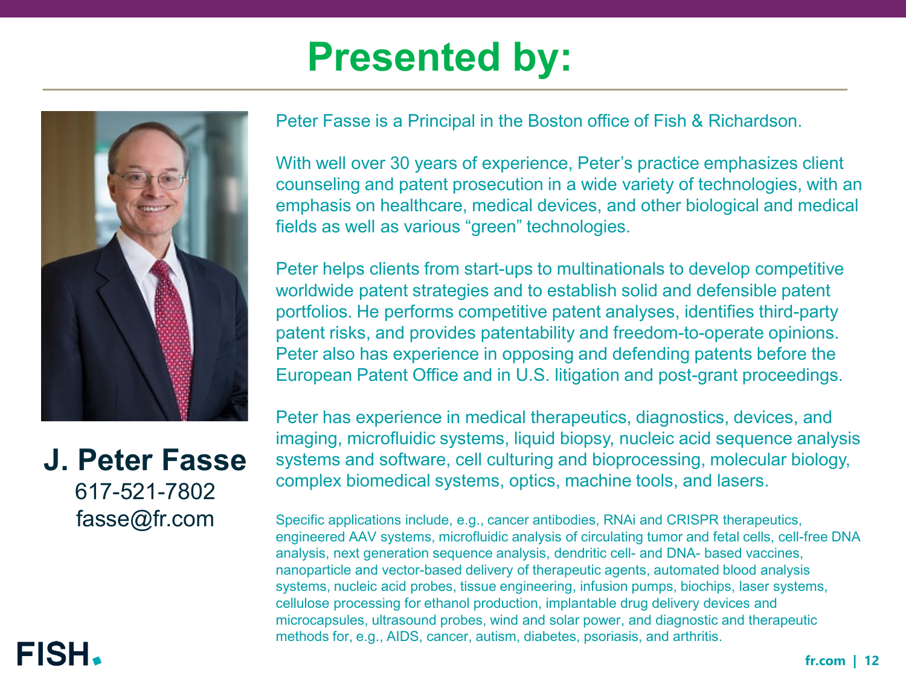# Presented by:

**J. Peter Fasse**
617-521-7802
fasse@fr.com

Peter Fasse is a Principal in the Boston office of Fish & Richardson.

With well over 30 years of experience, Peter's practice emphasizes client counseling and patent prosecution in a wide variety of technologies, with an emphasis on healthcare, medical devices, and other biological and medical fields as well as various "green" technologies.

Peter helps clients from start-ups to multinationals to develop competitive worldwide patent strategies and to establish solid and defensible patent portfolios. He performs competitive patent analyses, identifies third-party patent risks, and provides patentability and freedom-to-operate opinions. Peter also has experience in opposing and defending patents before the European Patent Office and in U.S. litigation and post-grant proceedings.

Peter has experience in medical therapeutics, diagnostics, devices, and imaging, microfluidic systems, liquid biopsy, nucleic acid sequence analysis systems and software, cell culturing and bioprocessing, molecular biology, complex biomedical systems, optics, machine tools, and lasers.

Specific applications include, e.g., cancer antibodies, RNAi and CRISPR therapeutics, engineered AAV systems, microfluidic analysis of circulating tumor and fetal cells, cell-free DNA analysis, next generation sequence analysis, dendritic cell- and DNA- based vaccines, nanoparticle and vector-based delivery of therapeutic agents, automated blood analysis systems, nucleic acid probes, tissue engineering, infusion pumps, biochips, laser systems, cellulose processing for ethanol production, implantable drug delivery devices and microcapsules, ultrasound probes, wind and solar power, and diagnostic and therapeutic methods for, e.g., AIDS, cancer, autism, diabetes, psoriasis, and arthritis.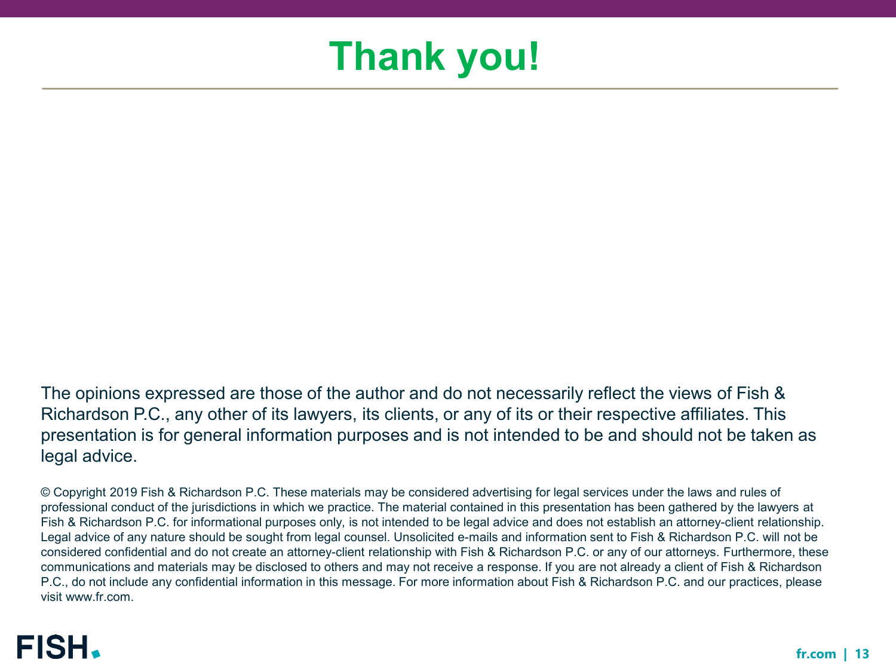# Thank you!

The opinions expressed are those of the author and do not necessarily reflect the views of Fish & Richardson P.C., any other of its lawyers, its clients, or any of its or their respective affiliates. This presentation is for general information purposes and is not intended to be and should not be taken as legal advice.

© Copyright 2019 Fish & Richardson P.C. These materials may be considered advertising for legal services under the laws and rules of professional conduct of the jurisdictions in which we practice. The material contained in this presentation has been gathered by the lawyers at Fish & Richardson P.C. for informational purposes only, is not intended to be legal advice and does not establish an attorney-client relationship. Legal advice of any nature should be sought from legal counsel. Unsolicited e-mails and information sent to Fish & Richardson P.C. will not be considered confidential and do not create an attorney-client relationship with Fish & Richardson P.C. or any of our attorneys. Furthermore, these communications and materials may be disclosed to others and may not receive a response. If you are not already a client of Fish & Richardson P.C., do not include any confidential information in this message. For more information about Fish & Richardson P.C. and our practices, please visit www.fr.com.